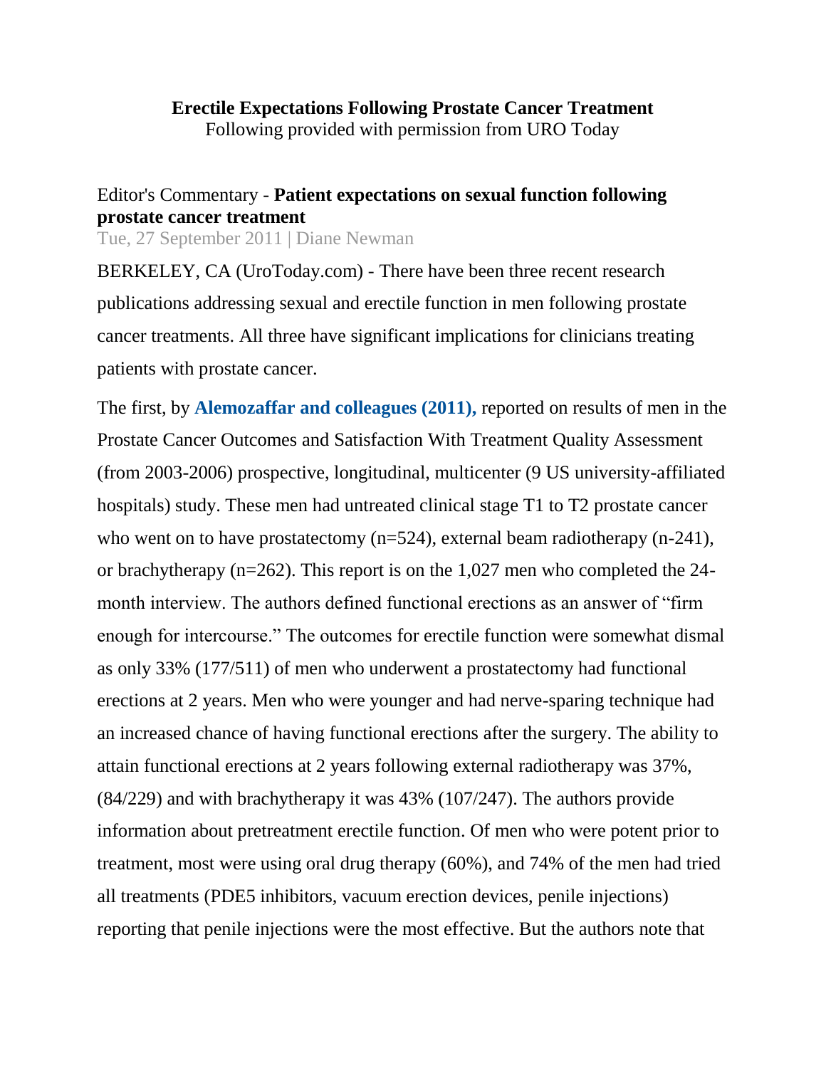**Erectile Expectations Following Prostate Cancer Treatment**
Following provided with permission from URO Today

Editor's Commentary - **Patient expectations on sexual function following prostate cancer treatment**
Tue, 27 September 2011 | Diane Newman

BERKELEY, CA (UroToday.com) - There have been three recent research publications addressing sexual and erectile function in men following prostate cancer treatments. All three have significant implications for clinicians treating patients with prostate cancer.

The first, by **Alemozaffar and colleagues (2011),** reported on results of men in the Prostate Cancer Outcomes and Satisfaction With Treatment Quality Assessment (from 2003-2006) prospective, longitudinal, multicenter (9 US university-affiliated hospitals) study. These men had untreated clinical stage T1 to T2 prostate cancer who went on to have prostatectomy (n=524), external beam radiotherapy (n-241), or brachytherapy (n=262). This report is on the 1,027 men who completed the 24-month interview. The authors defined functional erections as an answer of "firm enough for intercourse." The outcomes for erectile function were somewhat dismal as only 33% (177/511) of men who underwent a prostatectomy had functional erections at 2 years. Men who were younger and had nerve-sparing technique had an increased chance of having functional erections after the surgery. The ability to attain functional erections at 2 years following external radiotherapy was 37%, (84/229) and with brachytherapy it was 43% (107/247). The authors provide information about pretreatment erectile function. Of men who were potent prior to treatment, most were using oral drug therapy (60%), and 74% of the men had tried all treatments (PDE5 inhibitors, vacuum erection devices, penile injections) reporting that penile injections were the most effective. But the authors note that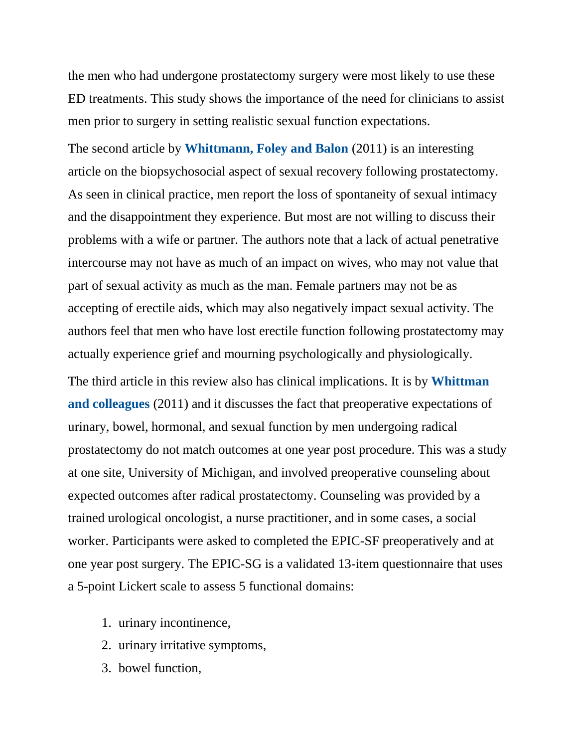the men who had undergone prostatectomy surgery were most likely to use these ED treatments. This study shows the importance of the need for clinicians to assist men prior to surgery in setting realistic sexual function expectations.

The second article by **Whittmann, Foley and Balon** (2011) is an interesting article on the biopsychosocial aspect of sexual recovery following prostatectomy. As seen in clinical practice, men report the loss of spontaneity of sexual intimacy and the disappointment they experience. But most are not willing to discuss their problems with a wife or partner. The authors note that a lack of actual penetrative intercourse may not have as much of an impact on wives, who may not value that part of sexual activity as much as the man. Female partners may not be as accepting of erectile aids, which may also negatively impact sexual activity. The authors feel that men who have lost erectile function following prostatectomy may actually experience grief and mourning psychologically and physiologically.

The third article in this review also has clinical implications. It is by **Whittman and colleagues** (2011) and it discusses the fact that preoperative expectations of urinary, bowel, hormonal, and sexual function by men undergoing radical prostatectomy do not match outcomes at one year post procedure. This was a study at one site, University of Michigan, and involved preoperative counseling about expected outcomes after radical prostatectomy. Counseling was provided by a trained urological oncologist, a nurse practitioner, and in some cases, a social worker. Participants were asked to completed the EPIC-SF preoperatively and at one year post surgery. The EPIC-SG is a validated 13-item questionnaire that uses a 5-point Lickert scale to assess 5 functional domains:

1. urinary incontinence,
2. urinary irritative symptoms,
3. bowel function,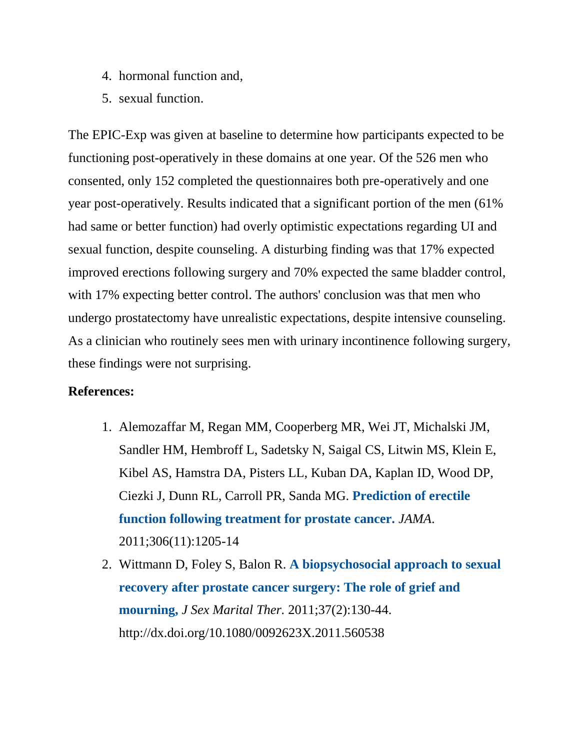4. hormonal function and,
5. sexual function.

The EPIC-Exp was given at baseline to determine how participants expected to be functioning post-operatively in these domains at one year. Of the 526 men who consented, only 152 completed the questionnaires both pre-operatively and one year post-operatively. Results indicated that a significant portion of the men (61% had same or better function) had overly optimistic expectations regarding UI and sexual function, despite counseling. A disturbing finding was that 17% expected improved erections following surgery and 70% expected the same bladder control, with 17% expecting better control. The authors' conclusion was that men who undergo prostatectomy have unrealistic expectations, despite intensive counseling. As a clinician who routinely sees men with urinary incontinence following surgery, these findings were not surprising.

**References:**

1. Alemozaffar M, Regan MM, Cooperberg MR, Wei JT, Michalski JM, Sandler HM, Hembroff L, Sadetsky N, Saigal CS, Litwin MS, Klein E, Kibel AS, Hamstra DA, Pisters LL, Kuban DA, Kaplan ID, Wood DP, Ciezki J, Dunn RL, Carroll PR, Sanda MG. **Prediction of erectile function following treatment for prostate cancer.** *JAMA.* 2011;306(11):1205-14
2. Wittmann D, Foley S, Balon R. **A biopsychosocial approach to sexual recovery after prostate cancer surgery: The role of grief and mourning,** *J Sex Marital Ther.* 2011;37(2):130-44. http://dx.doi.org/10.1080/0092623X.2011.560538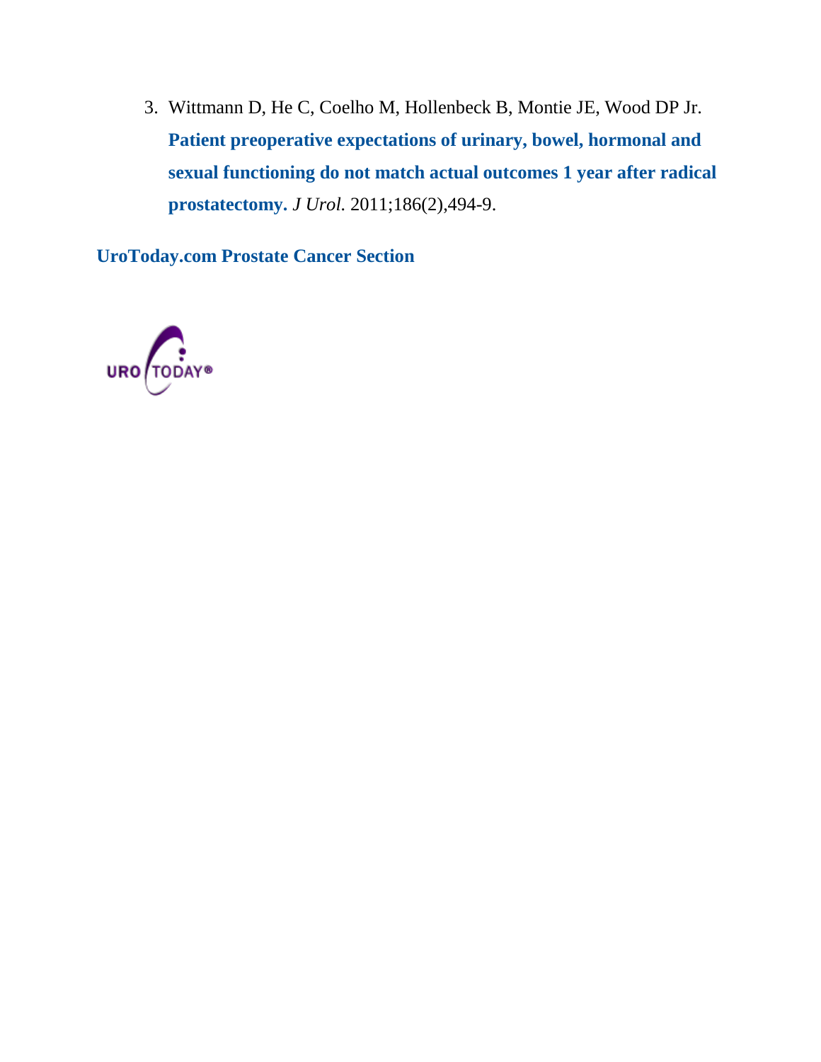3. Wittmann D, He C, Coelho M, Hollenbeck B, Montie JE, Wood DP Jr. **Patient preoperative expectations of urinary, bowel, hormonal and sexual functioning do not match actual outcomes 1 year after radical prostatectomy.** *J Urol.* 2011;186(2),494-9.

**UroToday.com Prostate Cancer Section**